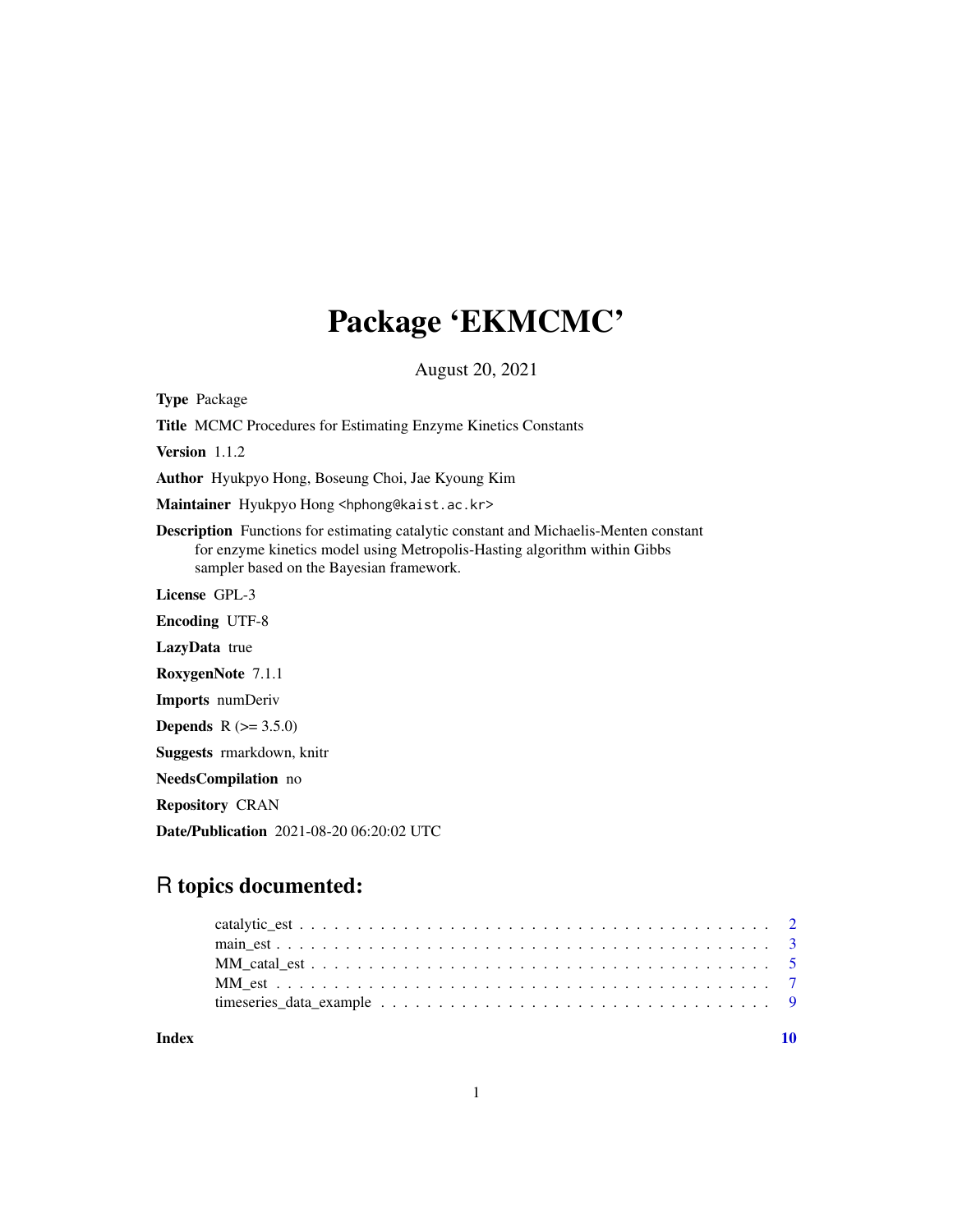# Package 'EKMCMC'

August 20, 2021

**Type** Package

**Title** MCMC Procedures for Estimating Enzyme Kinetics Constants

**Version** 1.1.2

**Author** Hyukpyo Hong, Boseung Choi, Jae Kyoung Kim

**Maintainer** Hyukpyo Hong <hphong@kaist.ac.kr>

**Description** Functions for estimating catalytic constant and Michaelis-Menten constant for enzyme kinetics model using Metropolis-Hasting algorithm within Gibbs sampler based on the Bayesian framework.

**License** GPL-3

**Encoding** UTF-8

**LazyData** true

**RoxygenNote** 7.1.1

**Imports** numDeriv

**Depends** R (>= 3.5.0)

**Suggests** rmarkdown, knitr

**NeedsCompilation** no

**Repository** CRAN

**Date/Publication** 2021-08-20 06:20:02 UTC

## R topics documented:

- catalytic_est . . . . . . . . . . . . . . . . . . . . . . . . . . . . . . . . . . . . . . . . . . 2
- main_est . . . . . . . . . . . . . . . . . . . . . . . . . . . . . . . . . . . . . . . . . . . . 3
- MM_catal_est . . . . . . . . . . . . . . . . . . . . . . . . . . . . . . . . . . . . . . . . . 5
- MM_est . . . . . . . . . . . . . . . . . . . . . . . . . . . . . . . . . . . . . . . . . . . . . 7
- timeseries_data_example . . . . . . . . . . . . . . . . . . . . . . . . . . . . . . . . . . 9

**Index** 10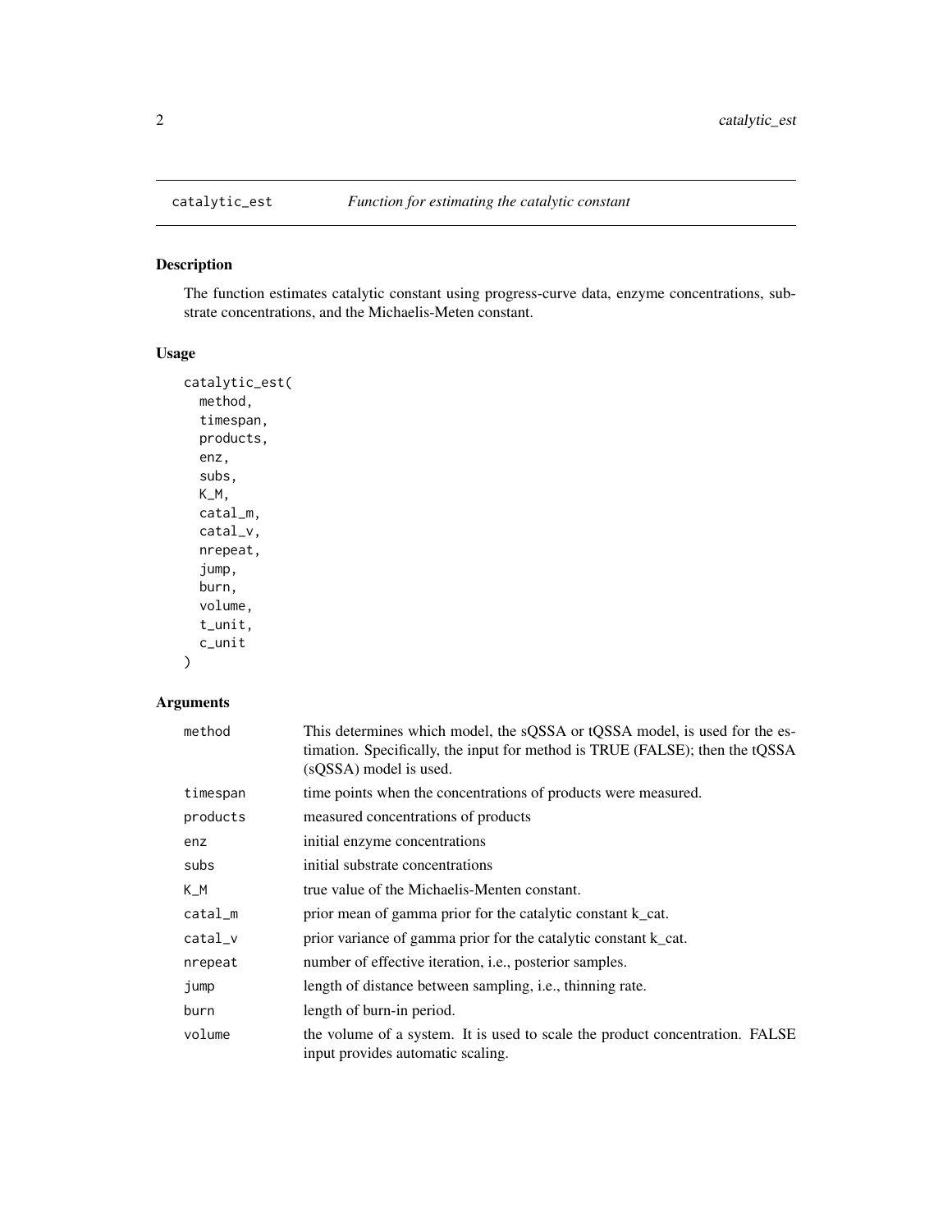# catalytic_est *Function for estimating the catalytic constant*

## Description

The function estimates catalytic constant using progress-curve data, enzyme concentrations, substrate concentrations, and the Michaelis-Meten constant.

## Usage

```
catalytic_est(
  method,
  timespan,
  products,
  enz,
  subs,
  K_M,
  catal_m,
  catal_v,
  nrepeat,
  jump,
  burn,
  volume,
  t_unit,
  c_unit
)
```

## Arguments

| | |
|---|---|
| method | This determines which model, the sQSSA or tQSSA model, is used for the estimation. Specifically, the input for method is TRUE (FALSE); then the tQSSA (sQSSA) model is used. |
| timespan | time points when the concentrations of products were measured. |
| products | measured concentrations of products |
| enz | initial enzyme concentrations |
| subs | initial substrate concentrations |
| K_M | true value of the Michaelis-Menten constant. |
| catal_m | prior mean of gamma prior for the catalytic constant k_cat. |
| catal_v | prior variance of gamma prior for the catalytic constant k_cat. |
| nrepeat | number of effective iteration, i.e., posterior samples. |
| jump | length of distance between sampling, i.e., thinning rate. |
| burn | length of burn-in period. |
| volume | the volume of a system. It is used to scale the product concentration. FALSE input provides automatic scaling. |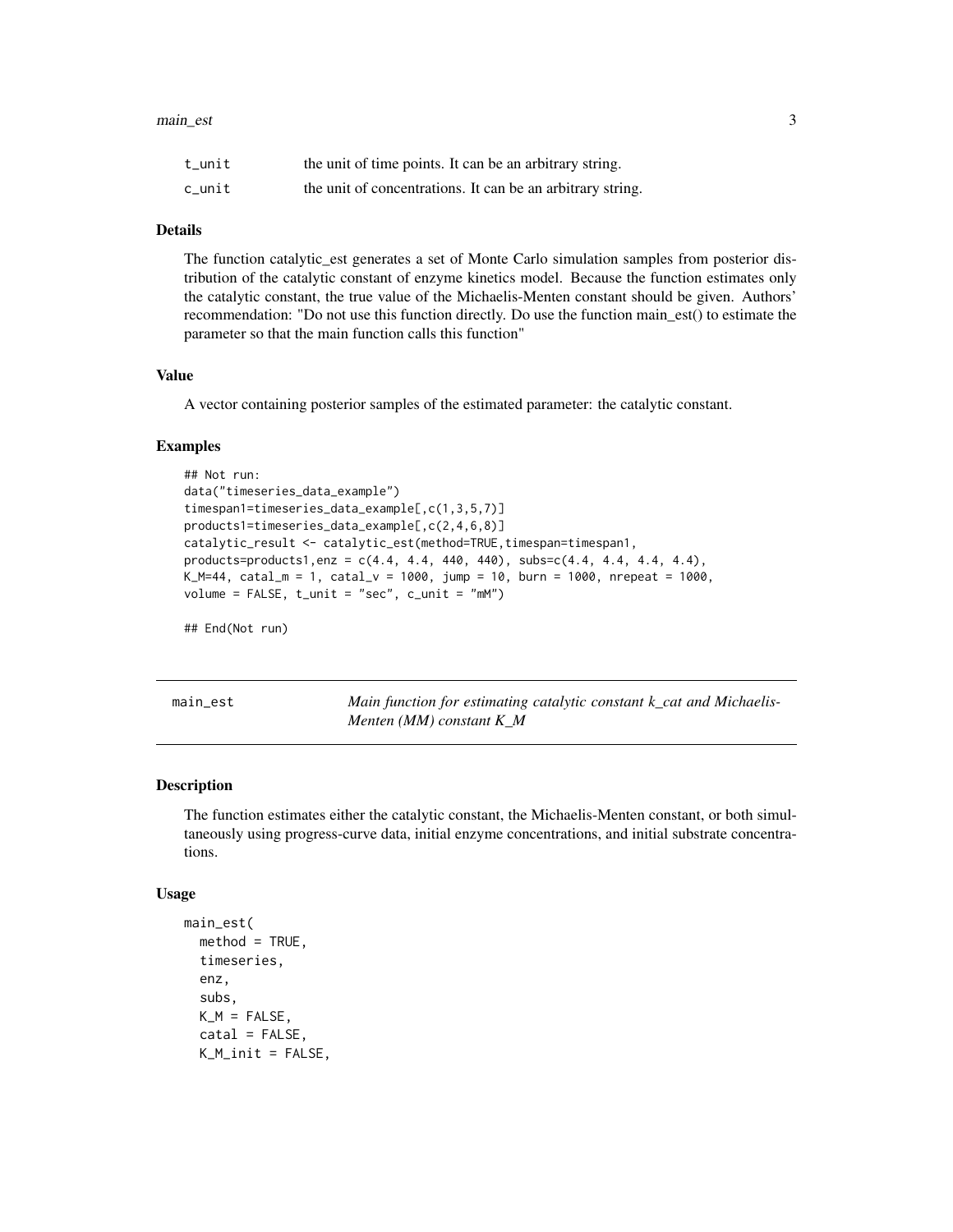| | |
|---|---|
| t_unit | the unit of time points. It can be an arbitrary string. |
| c_unit | the unit of concentrations. It can be an arbitrary string. |

### Details

The function catalytic_est generates a set of Monte Carlo simulation samples from posterior distribution of the catalytic constant of enzyme kinetics model. Because the function estimates only the catalytic constant, the true value of the Michaelis-Menten constant should be given. Authors' recommendation: "Do not use this function directly. Do use the function main_est() to estimate the parameter so that the main function calls this function"

### Value

A vector containing posterior samples of the estimated parameter: the catalytic constant.

### Examples

```
## Not run:
data("timeseries_data_example")
timespan1=timeseries_data_example[,c(1,3,5,7)]
products1=timeseries_data_example[,c(2,4,6,8)]
catalytic_result <- catalytic_est(method=TRUE,timespan=timespan1,
products=products1,enz = c(4.4, 4.4, 440, 440), subs=c(4.4, 4.4, 4.4, 4.4),
K_M=44, catal_m = 1, catal_v = 1000, jump = 10, burn = 1000, nrepeat = 1000,
volume = FALSE, t_unit = "sec", c_unit = "mM")

## End(Not run)
```

---

## main_est — *Main function for estimating catalytic constant k_cat and Michaelis-Menten (MM) constant K_M*

### Description

The function estimates either the catalytic constant, the Michaelis-Menten constant, or both simultaneously using progress-curve data, initial enzyme concentrations, and initial substrate concentrations.

### Usage

```
main_est(
  method = TRUE,
  timeseries,
  enz,
  subs,
  K_M = FALSE,
  catal = FALSE,
  K_M_init = FALSE,
```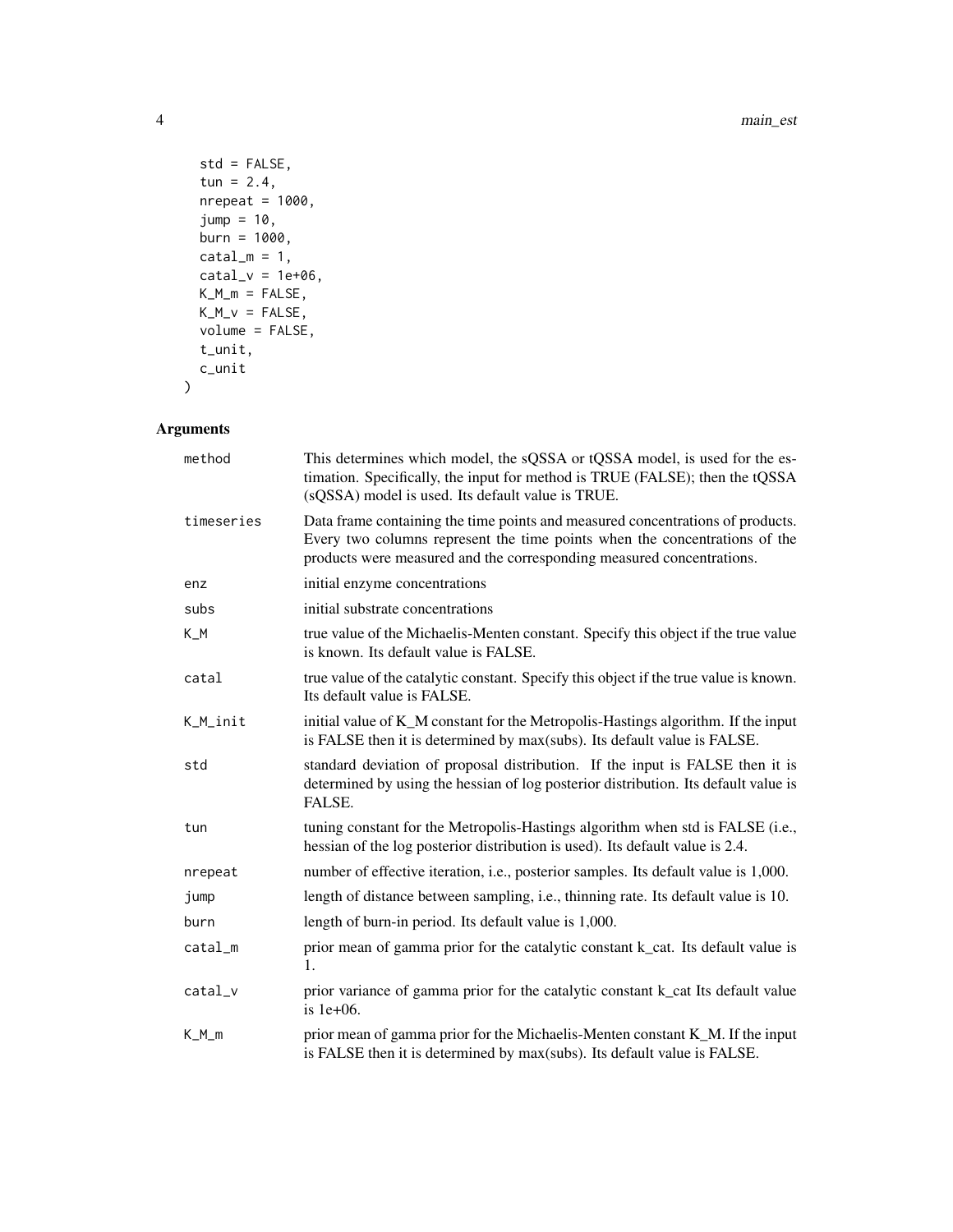```
  std = FALSE,
  tun = 2.4,
  nrepeat = 1000,
  jump = 10,
  burn = 1000,
  catal_m = 1,
  catal_v = 1e+06,
  K_M_m = FALSE,
  K_M_v = FALSE,
  volume = FALSE,
  t_unit,
  c_unit
)
```

## Arguments

| | |
|---|---|
| `method` | This determines which model, the sQSSA or tQSSA model, is used for the estimation. Specifically, the input for method is TRUE (FALSE); then the tQSSA (sQSSA) model is used. Its default value is TRUE. |
| `timeseries` | Data frame containing the time points and measured concentrations of products. Every two columns represent the time points when the concentrations of the products were measured and the corresponding measured concentrations. |
| `enz` | initial enzyme concentrations |
| `subs` | initial substrate concentrations |
| `K_M` | true value of the Michaelis-Menten constant. Specify this object if the true value is known. Its default value is FALSE. |
| `catal` | true value of the catalytic constant. Specify this object if the true value is known. Its default value is FALSE. |
| `K_M_init` | initial value of K_M constant for the Metropolis-Hastings algorithm. If the input is FALSE then it is determined by max(subs). Its default value is FALSE. |
| `std` | standard deviation of proposal distribution. If the input is FALSE then it is determined by using the hessian of log posterior distribution. Its default value is FALSE. |
| `tun` | tuning constant for the Metropolis-Hastings algorithm when std is FALSE (i.e., hessian of the log posterior distribution is used). Its default value is 2.4. |
| `nrepeat` | number of effective iteration, i.e., posterior samples. Its default value is 1,000. |
| `jump` | length of distance between sampling, i.e., thinning rate. Its default value is 10. |
| `burn` | length of burn-in period. Its default value is 1,000. |
| `catal_m` | prior mean of gamma prior for the catalytic constant k_cat. Its default value is 1. |
| `catal_v` | prior variance of gamma prior for the catalytic constant k_cat Its default value is 1e+06. |
| `K_M_m` | prior mean of gamma prior for the Michaelis-Menten constant K_M. If the input is FALSE then it is determined by max(subs). Its default value is FALSE. |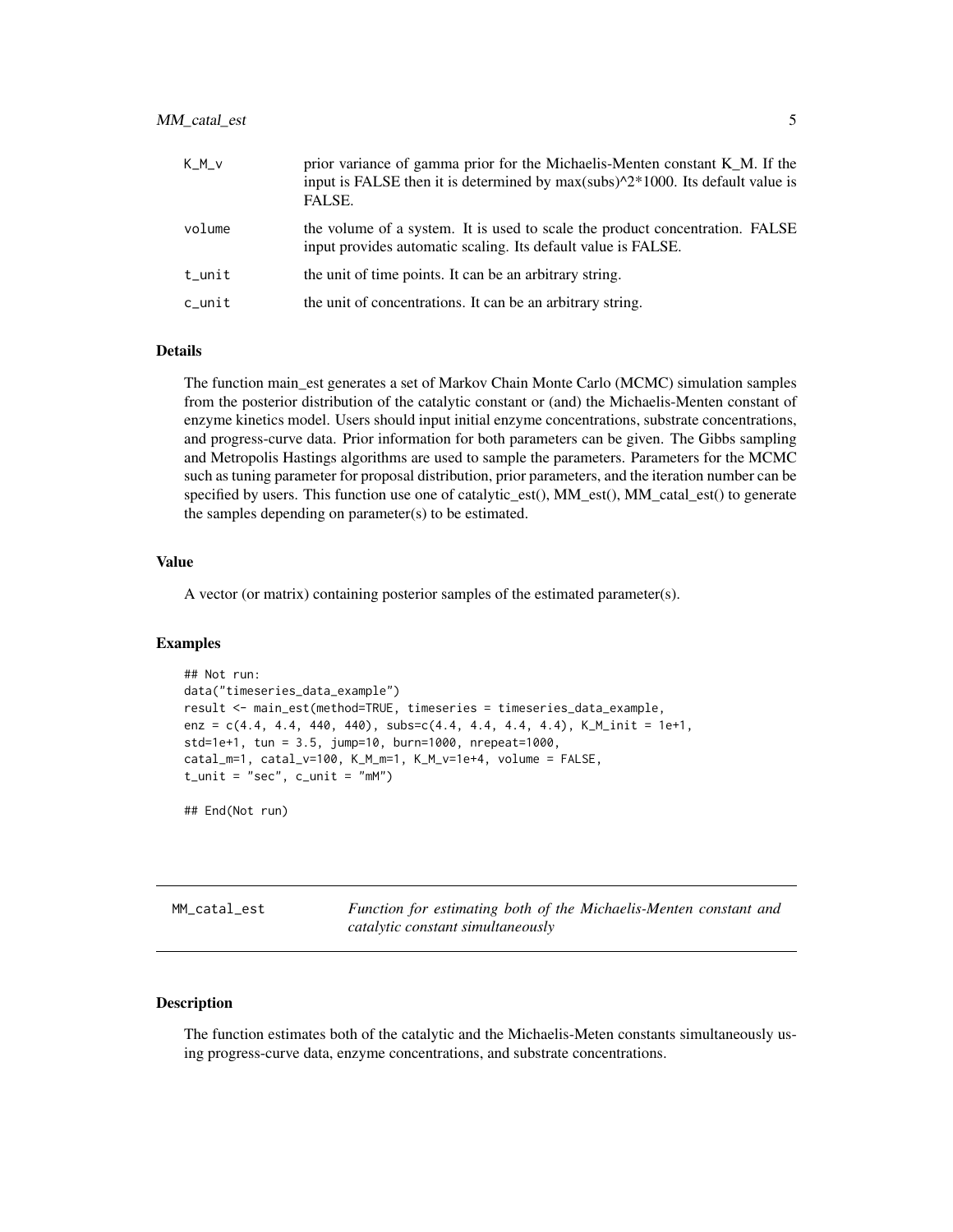| | |
|---|---|
| K_M_v | prior variance of gamma prior for the Michaelis-Menten constant K_M. If the input is FALSE then it is determined by max(subs)^2*1000. Its default value is FALSE. |
| volume | the volume of a system. It is used to scale the product concentration. FALSE input provides automatic scaling. Its default value is FALSE. |
| t_unit | the unit of time points. It can be an arbitrary string. |
| c_unit | the unit of concentrations. It can be an arbitrary string. |

### Details

The function main_est generates a set of Markov Chain Monte Carlo (MCMC) simulation samples from the posterior distribution of the catalytic constant or (and) the Michaelis-Menten constant of enzyme kinetics model. Users should input initial enzyme concentrations, substrate concentrations, and progress-curve data. Prior information for both parameters can be given. The Gibbs sampling and Metropolis Hastings algorithms are used to sample the parameters. Parameters for the MCMC such as tuning parameter for proposal distribution, prior parameters, and the iteration number can be specified by users. This function use one of catalytic_est(), MM_est(), MM_catal_est() to generate the samples depending on parameter(s) to be estimated.

### Value

A vector (or matrix) containing posterior samples of the estimated parameter(s).

### Examples

```
## Not run:
data("timeseries_data_example")
result <- main_est(method=TRUE, timeseries = timeseries_data_example,
enz = c(4.4, 4.4, 440, 440), subs=c(4.4, 4.4, 4.4, 4.4), K_M_init = 1e+1,
std=1e+1, tun = 3.5, jump=10, burn=1000, nrepeat=1000,
catal_m=1, catal_v=100, K_M_m=1, K_M_v=1e+4, volume = FALSE,
t_unit = "sec", c_unit = "mM")

## End(Not run)
```

---

## MM_catal_est *Function for estimating both of the Michaelis-Menten constant and catalytic constant simultaneously*

---

### Description

The function estimates both of the catalytic and the Michaelis-Meten constants simultaneously using progress-curve data, enzyme concentrations, and substrate concentrations.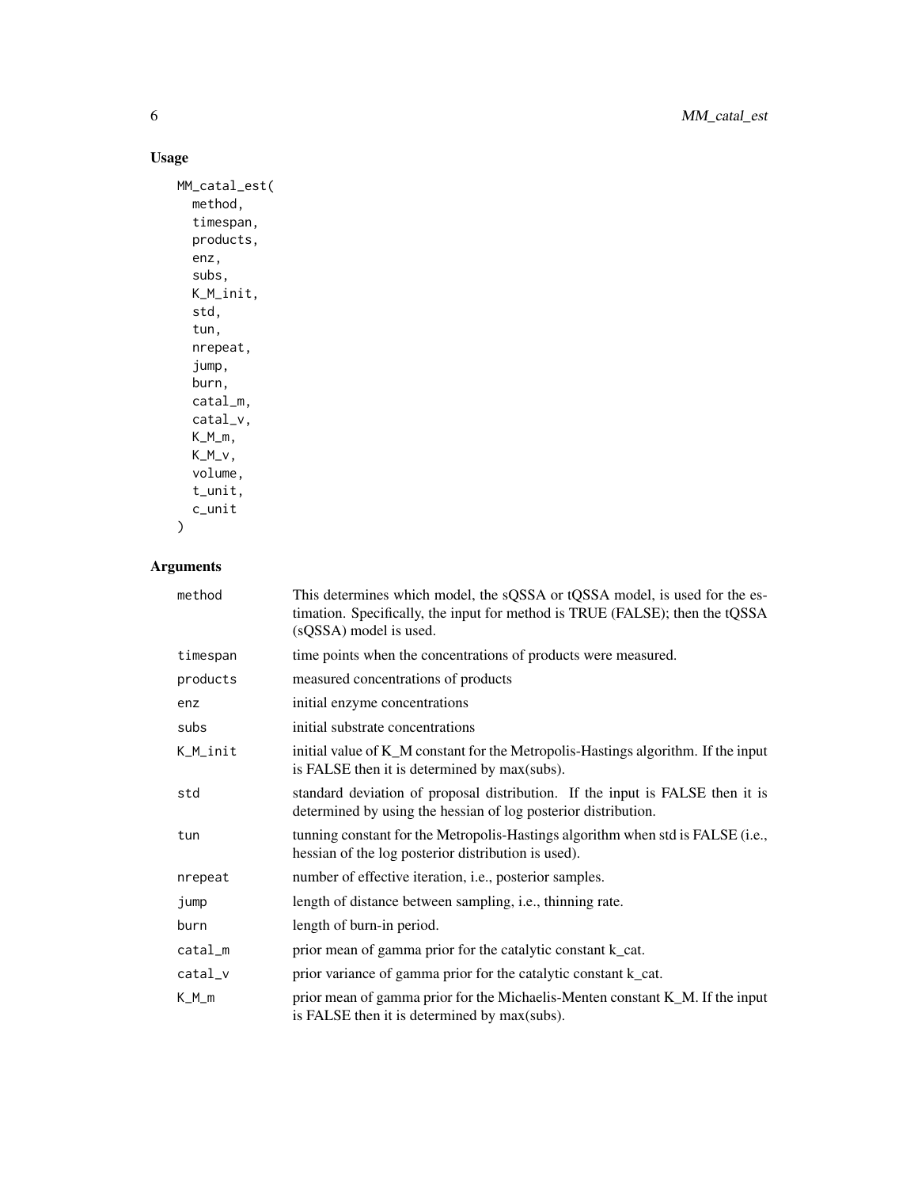## Usage

```
MM_catal_est(
  method,
  timespan,
  products,
  enz,
  subs,
  K_M_init,
  std,
  tun,
  nrepeat,
  jump,
  burn,
  catal_m,
  catal_v,
  K_M_m,
  K_M_v,
  volume,
  t_unit,
  c_unit
)
```

## Arguments

| | |
|---|---|
| method | This determines which model, the sQSSA or tQSSA model, is used for the estimation. Specifically, the input for method is TRUE (FALSE); then the tQSSA (sQSSA) model is used. |
| timespan | time points when the concentrations of products were measured. |
| products | measured concentrations of products |
| enz | initial enzyme concentrations |
| subs | initial substrate concentrations |
| K_M_init | initial value of K_M constant for the Metropolis-Hastings algorithm. If the input is FALSE then it is determined by max(subs). |
| std | standard deviation of proposal distribution. If the input is FALSE then it is determined by using the hessian of log posterior distribution. |
| tun | tunning constant for the Metropolis-Hastings algorithm when std is FALSE (i.e., hessian of the log posterior distribution is used). |
| nrepeat | number of effective iteration, i.e., posterior samples. |
| jump | length of distance between sampling, i.e., thinning rate. |
| burn | length of burn-in period. |
| catal_m | prior mean of gamma prior for the catalytic constant k_cat. |
| catal_v | prior variance of gamma prior for the catalytic constant k_cat. |
| K_M_m | prior mean of gamma prior for the Michaelis-Menten constant K_M. If the input is FALSE then it is determined by max(subs). |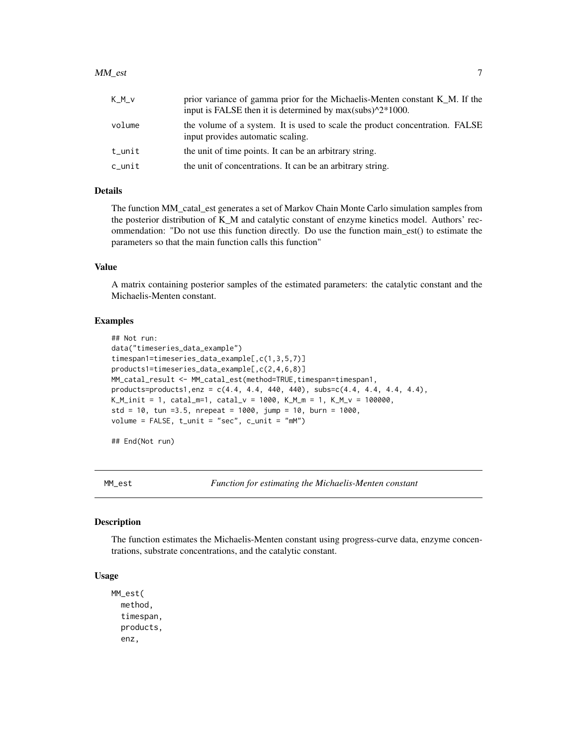| | |
|---|---|
| K_M_v | prior variance of gamma prior for the Michaelis-Menten constant K_M. If the input is FALSE then it is determined by max(subs)^2*1000. |
| volume | the volume of a system. It is used to scale the product concentration. FALSE input provides automatic scaling. |
| t_unit | the unit of time points. It can be an arbitrary string. |
| c_unit | the unit of concentrations. It can be an arbitrary string. |

### Details

The function MM_catal_est generates a set of Markov Chain Monte Carlo simulation samples from the posterior distribution of K_M and catalytic constant of enzyme kinetics model. Authors' recommendation: "Do not use this function directly. Do use the function main_est() to estimate the parameters so that the main function calls this function"

### Value

A matrix containing posterior samples of the estimated parameters: the catalytic constant and the Michaelis-Menten constant.

### Examples

```
## Not run:
data("timeseries_data_example")
timespan1=timeseries_data_example[,c(1,3,5,7)]
products1=timeseries_data_example[,c(2,4,6,8)]
MM_catal_result <- MM_catal_est(method=TRUE,timespan=timespan1,
products=products1,enz = c(4.4, 4.4, 440, 440), subs=c(4.4, 4.4, 4.4, 4.4),
K_M_init = 1, catal_m=1, catal_v = 1000, K_M_m = 1, K_M_v = 100000,
std = 10, tun =3.5, nrepeat = 1000, jump = 10, burn = 1000,
volume = FALSE, t_unit = "sec", c_unit = "mM")

## End(Not run)
```

## MM_est *Function for estimating the Michaelis-Menten constant*

### Description

The function estimates the Michaelis-Menten constant using progress-curve data, enzyme concentrations, substrate concentrations, and the catalytic constant.

### Usage

```
MM_est(
  method,
  timespan,
  products,
  enz,
```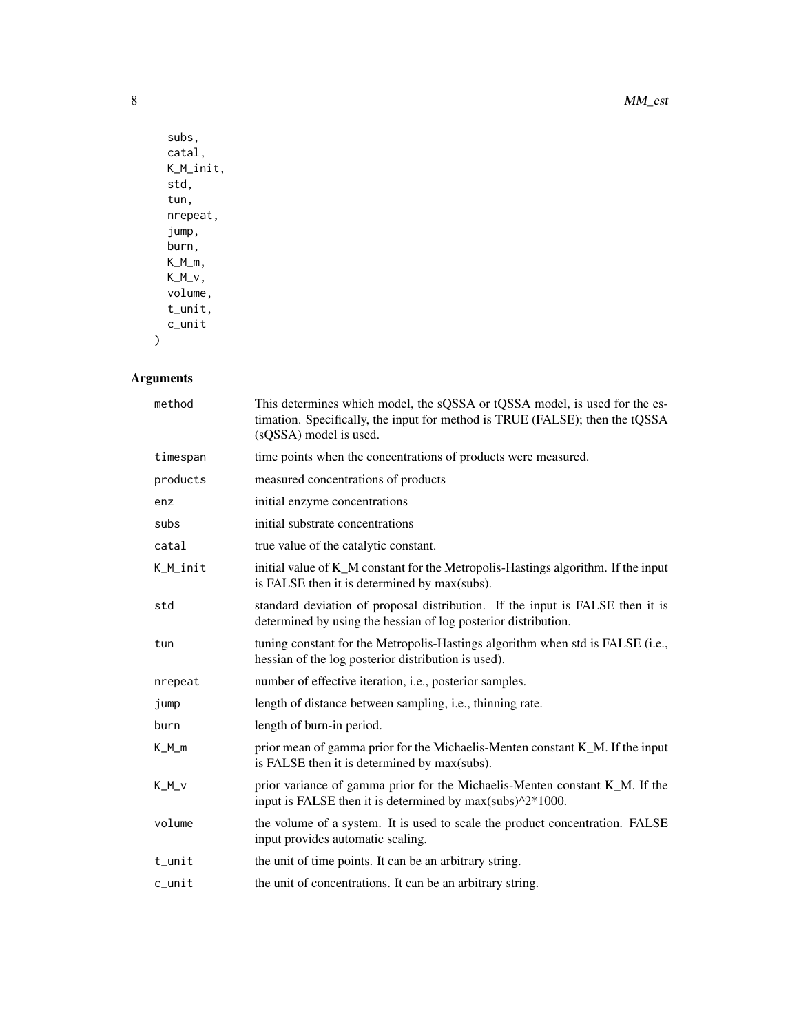```
  subs,
  catal,
  K_M_init,
  std,
  tun,
  nrepeat,
  jump,
  burn,
  K_M_m,
  K_M_v,
  volume,
  t_unit,
  c_unit
)
```

## Arguments

| | |
|---|---|
| method | This determines which model, the sQSSA or tQSSA model, is used for the estimation. Specifically, the input for method is TRUE (FALSE); then the tQSSA (sQSSA) model is used. |
| timespan | time points when the concentrations of products were measured. |
| products | measured concentrations of products |
| enz | initial enzyme concentrations |
| subs | initial substrate concentrations |
| catal | true value of the catalytic constant. |
| K_M_init | initial value of K_M constant for the Metropolis-Hastings algorithm. If the input is FALSE then it is determined by max(subs). |
| std | standard deviation of proposal distribution. If the input is FALSE then it is determined by using the hessian of log posterior distribution. |
| tun | tuning constant for the Metropolis-Hastings algorithm when std is FALSE (i.e., hessian of the log posterior distribution is used). |
| nrepeat | number of effective iteration, i.e., posterior samples. |
| jump | length of distance between sampling, i.e., thinning rate. |
| burn | length of burn-in period. |
| K_M_m | prior mean of gamma prior for the Michaelis-Menten constant K_M. If the input is FALSE then it is determined by max(subs). |
| K_M_v | prior variance of gamma prior for the Michaelis-Menten constant K_M. If the input is FALSE then it is determined by max(subs)^2*1000. |
| volume | the volume of a system. It is used to scale the product concentration. FALSE input provides automatic scaling. |
| t_unit | the unit of time points. It can be an arbitrary string. |
| c_unit | the unit of concentrations. It can be an arbitrary string. |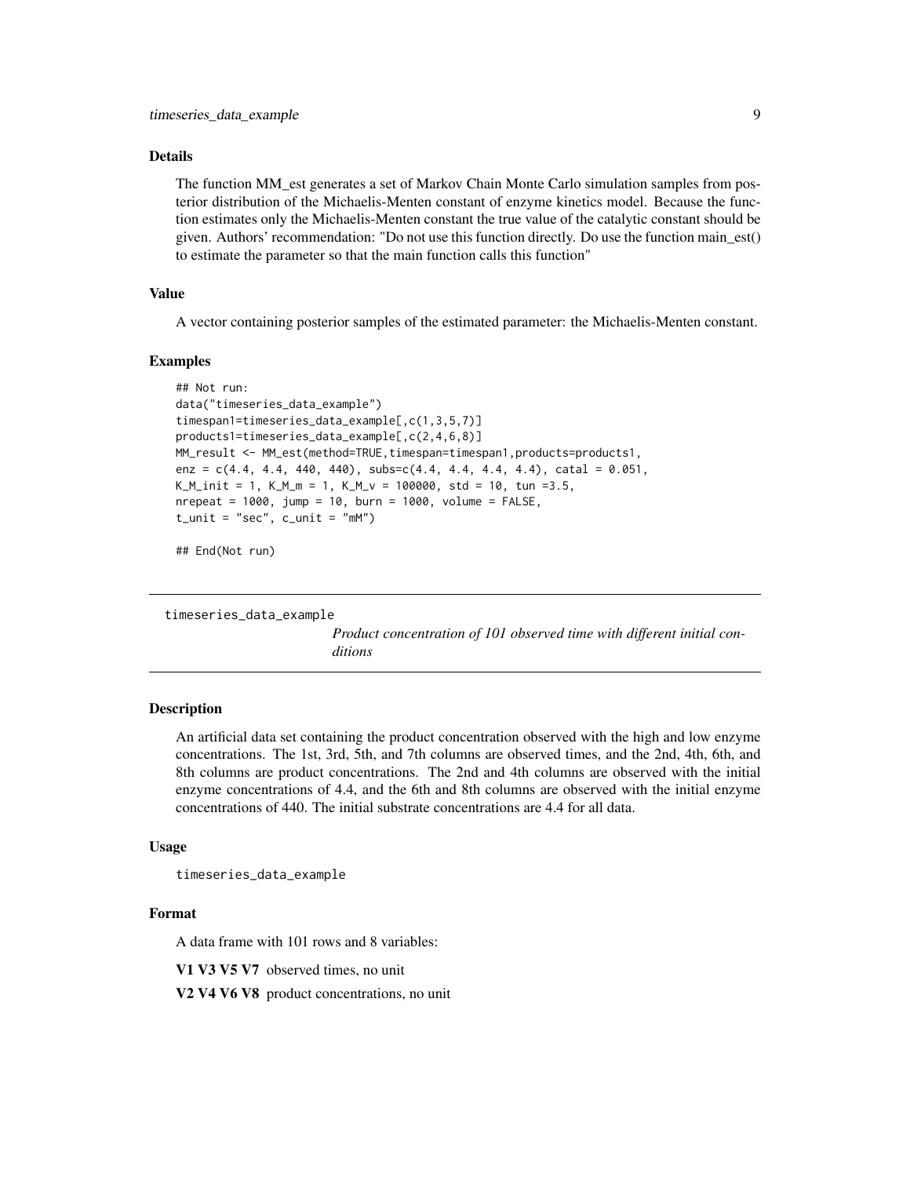### Details

The function MM_est generates a set of Markov Chain Monte Carlo simulation samples from posterior distribution of the Michaelis-Menten constant of enzyme kinetics model. Because the function estimates only the Michaelis-Menten constant the true value of the catalytic constant should be given. Authors' recommendation: "Do not use this function directly. Do use the function main_est() to estimate the parameter so that the main function calls this function"

### Value

A vector containing posterior samples of the estimated parameter: the Michaelis-Menten constant.

### Examples

```
## Not run:
data("timeseries_data_example")
timespan1=timeseries_data_example[,c(1,3,5,7)]
products1=timeseries_data_example[,c(2,4,6,8)]
MM_result <- MM_est(method=TRUE,timespan=timespan1,products=products1,
enz = c(4.4, 4.4, 440, 440), subs=c(4.4, 4.4, 4.4, 4.4), catal = 0.051,
K_M_init = 1, K_M_m = 1, K_M_v = 100000, std = 10, tun =3.5,
nrepeat = 1000, jump = 10, burn = 1000, volume = FALSE,
t_unit = "sec", c_unit = "mM")

## End(Not run)
```

---

## timeseries_data_example

*Product concentration of 101 observed time with different initial conditions*

### Description

An artificial data set containing the product concentration observed with the high and low enzyme concentrations. The 1st, 3rd, 5th, and 7th columns are observed times, and the 2nd, 4th, 6th, and 8th columns are product concentrations. The 2nd and 4th columns are observed with the initial enzyme concentrations of 4.4, and the 6th and 8th columns are observed with the initial enzyme concentrations of 440. The initial substrate concentrations are 4.4 for all data.

### Usage

```
timeseries_data_example
```

### Format

A data frame with 101 rows and 8 variables:

**V1 V3 V5 V7** observed times, no unit

**V2 V4 V6 V8** product concentrations, no unit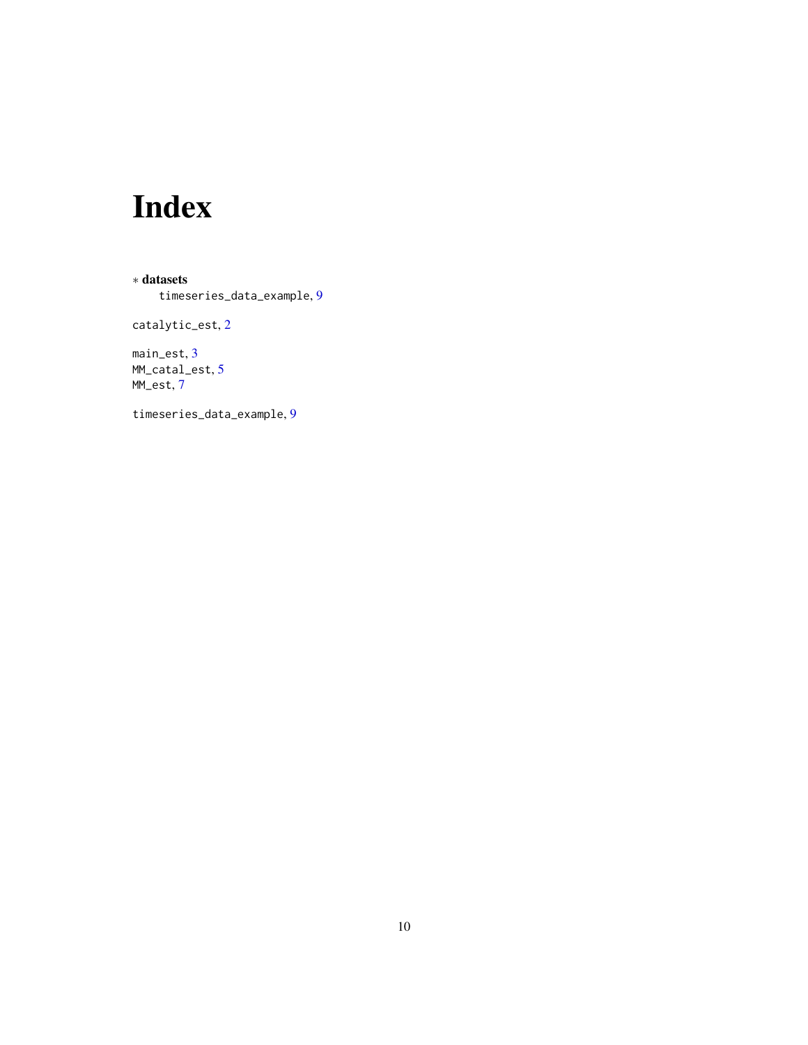# Index

∗ **datasets**

    timeseries_data_example, 9

catalytic_est, 2

main_est, 3
MM_catal_est, 5
MM_est, 7

timeseries_data_example, 9